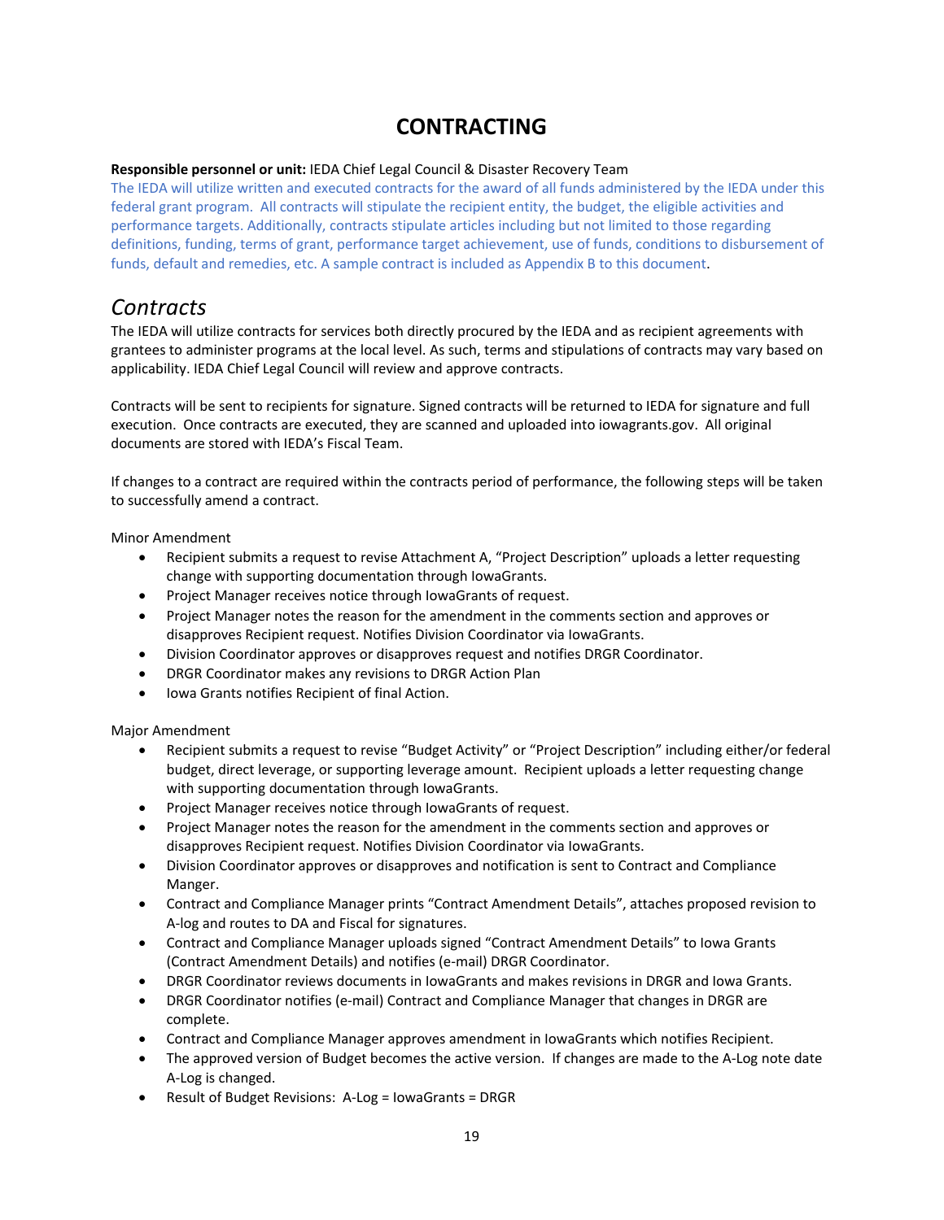# CONTRACTING

**Responsible personnel or unit:** IEDA Chief Legal Council & Disaster Recovery Team

The IEDA will utilize written and executed contracts for the award of all funds administered by the IEDA under this federal grant program. All contracts will stipulate the recipient entity, the budget, the eligible activities and performance targets. Additionally, contracts stipulate articles including but not limited to those regarding definitions, funding, terms of grant, performance target achievement, use of funds, conditions to disbursement of funds, default and remedies, etc. A sample contract is included as Appendix B to this document.

## *Contracts*

The IEDA will utilize contracts for services both directly procured by the IEDA and as recipient agreements with grantees to administer programs at the local level. As such, terms and stipulations of contracts may vary based on applicability. IEDA Chief Legal Council will review and approve contracts.

Contracts will be sent to recipients for signature. Signed contracts will be returned to IEDA for signature and full execution. Once contracts are executed, they are scanned and uploaded into iowagrants.gov. All original documents are stored with IEDA's Fiscal Team.

If changes to a contract are required within the contracts period of performance, the following steps will be taken to successfully amend a contract.

Minor Amendment

- Recipient submits a request to revise Attachment A, "Project Description" uploads a letter requesting change with supporting documentation through IowaGrants.
- Project Manager receives notice through IowaGrants of request.
- Project Manager notes the reason for the amendment in the comments section and approves or disapproves Recipient request. Notifies Division Coordinator via IowaGrants.
- Division Coordinator approves or disapproves request and notifies DRGR Coordinator.
- DRGR Coordinator makes any revisions to DRGR Action Plan
- Iowa Grants notifies Recipient of final Action.

Major Amendment

- Recipient submits a request to revise "Budget Activity" or "Project Description" including either/or federal budget, direct leverage, or supporting leverage amount. Recipient uploads a letter requesting change with supporting documentation through IowaGrants.
- Project Manager receives notice through IowaGrants of request.
- Project Manager notes the reason for the amendment in the comments section and approves or disapproves Recipient request. Notifies Division Coordinator via IowaGrants.
- Division Coordinator approves or disapproves and notification is sent to Contract and Compliance Manger.
- Contract and Compliance Manager prints "Contract Amendment Details", attaches proposed revision to A-log and routes to DA and Fiscal for signatures.
- Contract and Compliance Manager uploads signed "Contract Amendment Details" to Iowa Grants (Contract Amendment Details) and notifies (e-mail) DRGR Coordinator.
- DRGR Coordinator reviews documents in IowaGrants and makes revisions in DRGR and Iowa Grants.
- DRGR Coordinator notifies (e-mail) Contract and Compliance Manager that changes in DRGR are complete.
- Contract and Compliance Manager approves amendment in IowaGrants which notifies Recipient.
- The approved version of Budget becomes the active version. If changes are made to the A-Log note date A-Log is changed.
- Result of Budget Revisions: A-Log = IowaGrants = DRGR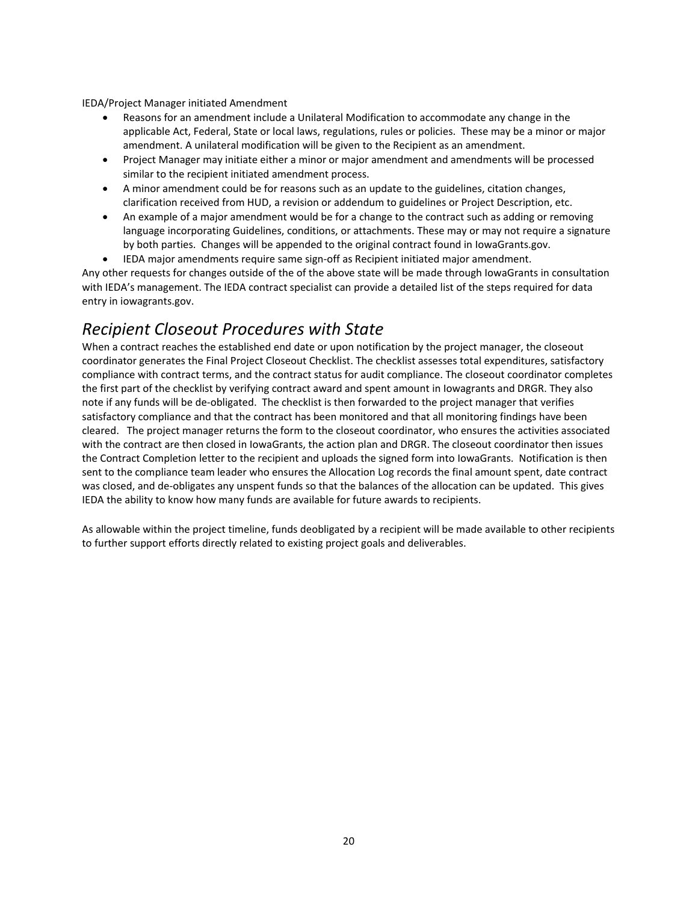IEDA/Project Manager initiated Amendment

- Reasons for an amendment include a Unilateral Modification to accommodate any change in the applicable Act, Federal, State or local laws, regulations, rules or policies. These may be a minor or major amendment. A unilateral modification will be given to the Recipient as an amendment.
- Project Manager may initiate either a minor or major amendment and amendments will be processed similar to the recipient initiated amendment process.
- A minor amendment could be for reasons such as an update to the guidelines, citation changes, clarification received from HUD, a revision or addendum to guidelines or Project Description, etc.
- An example of a major amendment would be for a change to the contract such as adding or removing language incorporating Guidelines, conditions, or attachments. These may or may not require a signature by both parties. Changes will be appended to the original contract found in IowaGrants.gov.
- IEDA major amendments require same sign-off as Recipient initiated major amendment.

Any other requests for changes outside of the of the above state will be made through IowaGrants in consultation with IEDA's management. The IEDA contract specialist can provide a detailed list of the steps required for data entry in iowagrants.gov.

## *Recipient Closeout Procedures with State*

When a contract reaches the established end date or upon notification by the project manager, the closeout coordinator generates the Final Project Closeout Checklist. The checklist assesses total expenditures, satisfactory compliance with contract terms, and the contract status for audit compliance. The closeout coordinator completes the first part of the checklist by verifying contract award and spent amount in Iowagrants and DRGR. They also note if any funds will be de-obligated. The checklist is then forwarded to the project manager that verifies satisfactory compliance and that the contract has been monitored and that all monitoring findings have been cleared. The project manager returns the form to the closeout coordinator, who ensures the activities associated with the contract are then closed in IowaGrants, the action plan and DRGR. The closeout coordinator then issues the Contract Completion letter to the recipient and uploads the signed form into IowaGrants. Notification is then sent to the compliance team leader who ensures the Allocation Log records the final amount spent, date contract was closed, and de-obligates any unspent funds so that the balances of the allocation can be updated. This gives IEDA the ability to know how many funds are available for future awards to recipients.

As allowable within the project timeline, funds deobligated by a recipient will be made available to other recipients to further support efforts directly related to existing project goals and deliverables.